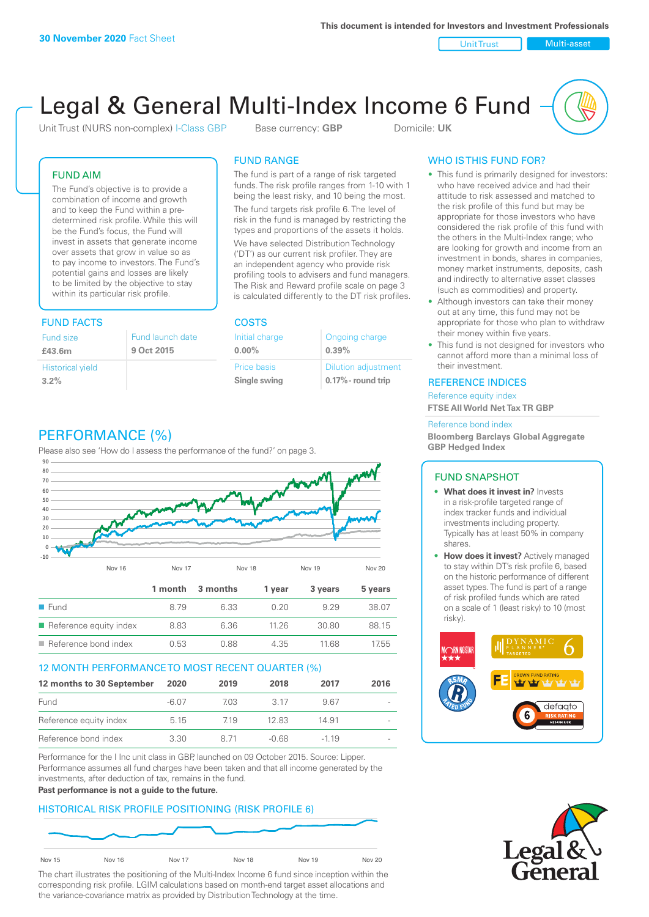This document is intended for Investors and Investment Professionals

**30 November 2020** Fact Sheet

Unit Trust | Multi-asset

# Legal & General Multi-Index Income 6 Fund

Unit Trust (NURS non-complex) I-Class GBP | Base currency: **GBP** | Domicile: **UK**

## FUND AIM

The Fund's objective is to provide a combination of income and growth and to keep the Fund within a pre-determined risk profile. While this will be the Fund's focus, the Fund will invest in assets that generate income over assets that grow in value so as to pay income to investors. The Fund's potential gains and losses are likely to be limited by the objective to stay within its particular risk profile.

## FUND FACTS

| Fund size | Fund launch date |
|---|---|
| **£43.6m** | **9 Oct 2015** |
| Historical yield | |
| **3.2%** | |

## FUND RANGE

The fund is part of a range of risk targeted funds. The risk profile ranges from 1-10 with 1 being the least risky, and 10 being the most.

The fund targets risk profile 6. The level of risk in the fund is managed by restricting the types and proportions of the assets it holds.

We have selected Distribution Technology ('DT') as our current risk profiler. They are an independent agency who provide risk profiling tools to advisers and fund managers. The Risk and Reward profile scale on page 3 is calculated differently to the DT risk profiles.

## COSTS

| Initial charge | Ongoing charge |
|---|---|
| **0.00%** | **0.39%** |
| Price basis | Dilution adjustment |
| **Single swing** | **0.17% - round trip** |

## WHO IS THIS FUND FOR?

- This fund is primarily designed for investors: who have received advice and had their attitude to risk assessed and matched to the risk profile of this fund but may be appropriate for those investors who have considered the risk profile of this fund with the others in the Multi-Index range; who are looking for growth and income from an investment in bonds, shares in companies, money market instruments, deposits, cash and indirectly to alternative asset classes (such as commodities) and property.
- Although investors can take their money out at any time, this fund may not be appropriate for those who plan to withdraw their money within five years.
- This fund is not designed for investors who cannot afford more than a minimal loss of their investment.

## REFERENCE INDICES

Reference equity index
**FTSE All World Net Tax TR GBP**

Reference bond index
**Bloomberg Barclays Global Aggregate GBP Hedged Index**

## PERFORMANCE (%)

Please also see 'How do I assess the performance of the fund?' on page 3.

| | 1 month | 3 months | 1 year | 3 years | 5 years |
|---|---|---|---|---|---|
| Fund | 8.79 | 6.33 | 0.20 | 9.29 | 38.07 |
| Reference equity index | 8.83 | 6.36 | 11.26 | 30.80 | 88.15 |
| Reference bond index | 0.53 | 0.88 | 4.35 | 11.68 | 17.55 |

## 12 MONTH PERFORMANCE TO MOST RECENT QUARTER (%)

| 12 months to 30 September | 2020 | 2019 | 2018 | 2017 | 2016 |
|---|---|---|---|---|---|
| Fund | -6.07 | 7.03 | 3.17 | 9.67 | - |
| Reference equity index | 5.15 | 7.19 | 12.83 | 14.91 | - |
| Reference bond index | 3.30 | 8.71 | -0.68 | -1.19 | - |

Performance for the I Inc unit class in GBP, launched on 09 October 2015. Source: Lipper. Performance assumes all fund charges have been taken and that all income generated by the investments, after deduction of tax, remains in the fund.

**Past performance is not a guide to the future.**

## HISTORICAL RISK PROFILE POSITIONING (RISK PROFILE 6)

The chart illustrates the positioning of the Multi-Index Income 6 fund since inception within the corresponding risk profile. LGIM calculations based on month-end target asset allocations and the variance-covariance matrix as provided by Distribution Technology at the time.

## FUND SNAPSHOT

- **What does it invest in?** Invests in a risk-profile targeted range of index tracker funds and individual investments including property. Typically has at least 50% in company shares.
- **How does it invest?** Actively managed to stay within DT's risk profile 6, based on the historic performance of different asset types. The fund is part of a range of risk profiled funds which are rated on a scale of 1 (least risky) to 10 (most risky).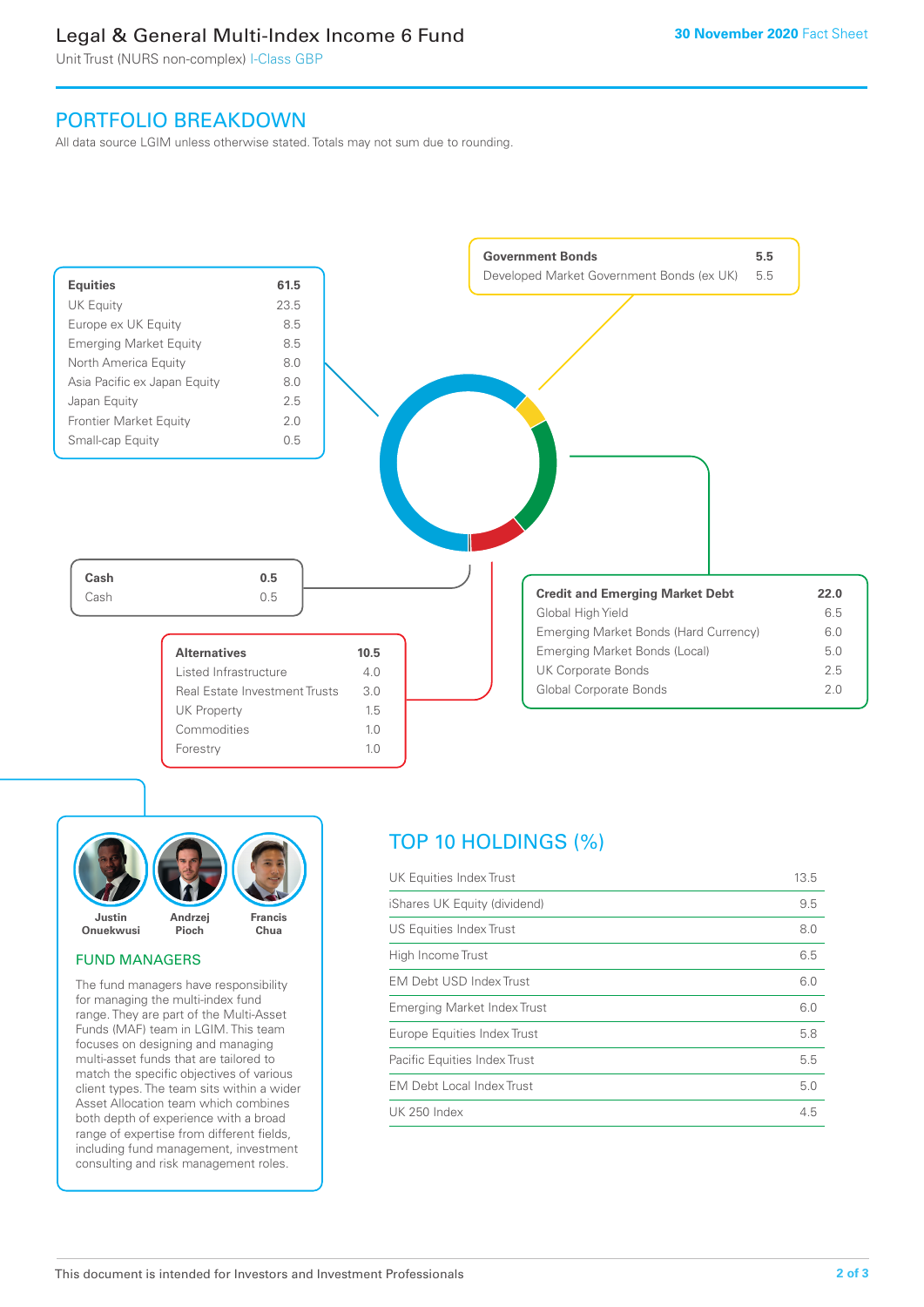# Legal & General Multi-Index Income 6 Fund

Unit Trust (NURS non-complex) I-Class GBP

**30 November 2020** Fact Sheet

## PORTFOLIO BREAKDOWN

All data source LGIM unless otherwise stated. Totals may not sum due to rounding.

| Equities | 61.5 |
|---|---|
| UK Equity | 23.5 |
| Europe ex UK Equity | 8.5 |
| Emerging Market Equity | 8.5 |
| North America Equity | 8.0 |
| Asia Pacific ex Japan Equity | 8.0 |
| Japan Equity | 2.5 |
| Frontier Market Equity | 2.0 |
| Small-cap Equity | 0.5 |

| Government Bonds | 5.5 |
|---|---|
| Developed Market Government Bonds (ex UK) | 5.5 |

| Cash | 0.5 |
|---|---|
| Cash | 0.5 |

| Credit and Emerging Market Debt | 22.0 |
|---|---|
| Global High Yield | 6.5 |
| Emerging Market Bonds (Hard Currency) | 6.0 |
| Emerging Market Bonds (Local) | 5.0 |
| UK Corporate Bonds | 2.5 |
| Global Corporate Bonds | 2.0 |

| Alternatives | 10.5 |
|---|---|
| Listed Infrastructure | 4.0 |
| Real Estate Investment Trusts | 3.0 |
| UK Property | 1.5 |
| Commodities | 1.0 |
| Forestry | 1.0 |

Justin Onuekwusi, Andrzej Pioch, Francis Chua

## FUND MANAGERS

The fund managers have responsibility for managing the multi-index fund range. They are part of the Multi-Asset Funds (MAF) team in LGIM. This team focuses on designing and managing multi-asset funds that are tailored to match the specific objectives of various client types. The team sits within a wider Asset Allocation team which combines both depth of experience with a broad range of expertise from different fields, including fund management, investment consulting and risk management roles.

## TOP 10 HOLDINGS (%)

| Holding | % |
|---|---|
| UK Equities Index Trust | 13.5 |
| iShares UK Equity (dividend) | 9.5 |
| US Equities Index Trust | 8.0 |
| High Income Trust | 6.5 |
| EM Debt USD Index Trust | 6.0 |
| Emerging Market Index Trust | 6.0 |
| Europe Equities Index Trust | 5.8 |
| Pacific Equities Index Trust | 5.5 |
| EM Debt Local Index Trust | 5.0 |
| UK 250 Index | 4.5 |

This document is intended for Investors and Investment Professionals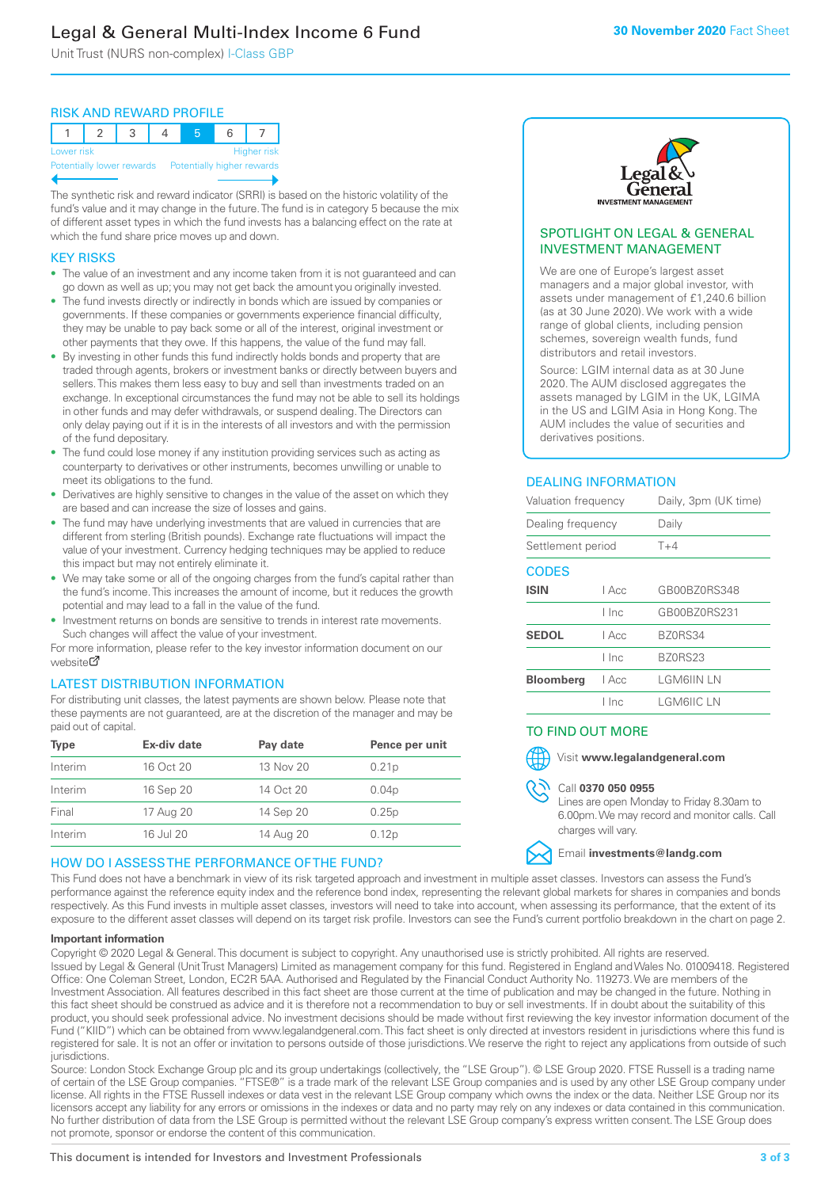# Legal & General Multi-Index Income 6 Fund

Unit Trust (NURS non-complex) I-Class GBP

**30 November 2020** Fact Sheet

## RISK AND REWARD PROFILE

| 1 | 2 | 3 | 4 | 5 | 6 | 7 |
|---|---|---|---|---|---|---|

Lower risk — Higher risk

Potentially lower rewards — Potentially higher rewards

The synthetic risk and reward indicator (SRRI) is based on the historic volatility of the fund's value and it may change in the future. The fund is in category 5 because the mix of different asset types in which the fund invests has a balancing effect on the rate at which the fund share price moves up and down.

## KEY RISKS

- The value of an investment and any income taken from it is not guaranteed and can go down as well as up; you may not get back the amount you originally invested.
- The fund invests directly or indirectly in bonds which are issued by companies or governments. If these companies or governments experience financial difficulty, they may be unable to pay back some or all of the interest, original investment or other payments that they owe. If this happens, the value of the fund may fall.
- By investing in other funds this fund indirectly holds bonds and property that are traded through agents, brokers or investment banks or directly between buyers and sellers. This makes them less easy to buy and sell than investments traded on an exchange. In exceptional circumstances the fund may not be able to sell its holdings in other funds and may defer withdrawals, or suspend dealing. The Directors can only delay paying out if it is in the interests of all investors and with the permission of the fund depositary.
- The fund could lose money if any institution providing services such as acting as counterparty to derivatives or other instruments, becomes unwilling or unable to meet its obligations to the fund.
- Derivatives are highly sensitive to changes in the value of the asset on which they are based and can increase the size of losses and gains.
- The fund may have underlying investments that are valued in currencies that are different from sterling (British pounds). Exchange rate fluctuations will impact the value of your investment. Currency hedging techniques may be applied to reduce this impact but may not entirely eliminate it.
- We may take some or all of the ongoing charges from the fund's capital rather than the fund's income. This increases the amount of income, but it reduces the growth potential and may lead to a fall in the value of the fund.
- Investment returns on bonds are sensitive to trends in interest rate movements. Such changes will affect the value of your investment.

For more information, please refer to the key investor information document on our website

## LATEST DISTRIBUTION INFORMATION

For distributing unit classes, the latest payments are shown below. Please note that these payments are not guaranteed, are at the discretion of the manager and may be paid out of capital.

| Type | Ex-div date | Pay date | Pence per unit |
|---|---|---|---|
| Interim | 16 Oct 20 | 13 Nov 20 | 0.21p |
| Interim | 16 Sep 20 | 14 Oct 20 | 0.04p |
| Final | 17 Aug 20 | 14 Sep 20 | 0.25p |
| Interim | 16 Jul 20 | 14 Aug 20 | 0.12p |

## HOW DO I ASSESS THE PERFORMANCE OF THE FUND?

This Fund does not have a benchmark in view of its risk targeted approach and investment in multiple asset classes. Investors can assess the Fund's performance against the reference equity index and the reference bond index, representing the relevant global markets for shares in companies and bonds respectively. As this Fund invests in multiple asset classes, investors will need to take into account, when assessing its performance, that the extent of its exposure to the different asset classes will depend on its target risk profile. Investors can see the Fund's current portfolio breakdown in the chart on page 2.

## SPOTLIGHT ON LEGAL & GENERAL INVESTMENT MANAGEMENT

We are one of Europe's largest asset managers and a major global investor, with assets under management of £1,240.6 billion (as at 30 June 2020). We work with a wide range of global clients, including pension schemes, sovereign wealth funds, fund distributors and retail investors.

Source: LGIM internal data as at 30 June 2020. The AUM disclosed aggregates the assets managed by LGIM in the UK, LGIMA in the US and LGIM Asia in Hong Kong. The AUM includes the value of securities and derivatives positions.

## DEALING INFORMATION

| | |
|---|---|
| Valuation frequency | Daily, 3pm (UK time) |
| Dealing frequency | Daily |
| Settlement period | T+4 |

## CODES

| | | |
|---|---|---|
| **ISIN** | I Acc | GB00BZ0RS348 |
| | I Inc | GB00BZ0RS231 |
| **SEDOL** | I Acc | BZ0RS34 |
| | I Inc | BZ0RS23 |
| **Bloomberg** | I Acc | LGM6IIN LN |
| | I Inc | LGM6IIC LN |

## TO FIND OUT MORE

Visit **www.legalandgeneral.com**

Call **0370 050 0955**
Lines are open Monday to Friday 8.30am to 6.00pm. We may record and monitor calls. Call charges will vary.

Email **investments@landg.com**

**Important information**

Copyright © 2020 Legal & General. This document is subject to copyright. Any unauthorised use is strictly prohibited. All rights are reserved. Issued by Legal & General (Unit Trust Managers) Limited as management company for this fund. Registered in England and Wales No. 01009418. Registered Office: One Coleman Street, London, EC2R 5AA. Authorised and Regulated by the Financial Conduct Authority No. 119273. We are members of the Investment Association. All features described in this fact sheet are those current at the time of publication and may be changed in the future. Nothing in this fact sheet should be construed as advice and it is therefore not a recommendation to buy or sell investments. If in doubt about the suitability of this product, you should seek professional advice. No investment decisions should be made without first reviewing the key investor information document of the Fund ("KIID") which can be obtained from www.legalandgeneral.com. This fact sheet is only directed at investors resident in jurisdictions where this fund is registered for sale. It is not an offer or invitation to persons outside of those jurisdictions. We reserve the right to reject any applications from outside of such jurisdictions.

Source: London Stock Exchange Group plc and its group undertakings (collectively, the "LSE Group"). © LSE Group 2020. FTSE Russell is a trading name of certain of the LSE Group companies. "FTSE®" is a trade mark of the relevant LSE Group companies and is used by any other LSE Group company under license. All rights in the FTSE Russell indexes or data vest in the relevant LSE Group company which owns the index or the data. Neither LSE Group nor its licensors accept any liability for any errors or omissions in the indexes or data and no party may rely on any indexes or data contained in this communication. No further distribution of data from the LSE Group is permitted without the relevant LSE Group company's express written consent. The LSE Group does not promote, sponsor or endorse the content of this communication.

This document is intended for Investors and Investment Professionals